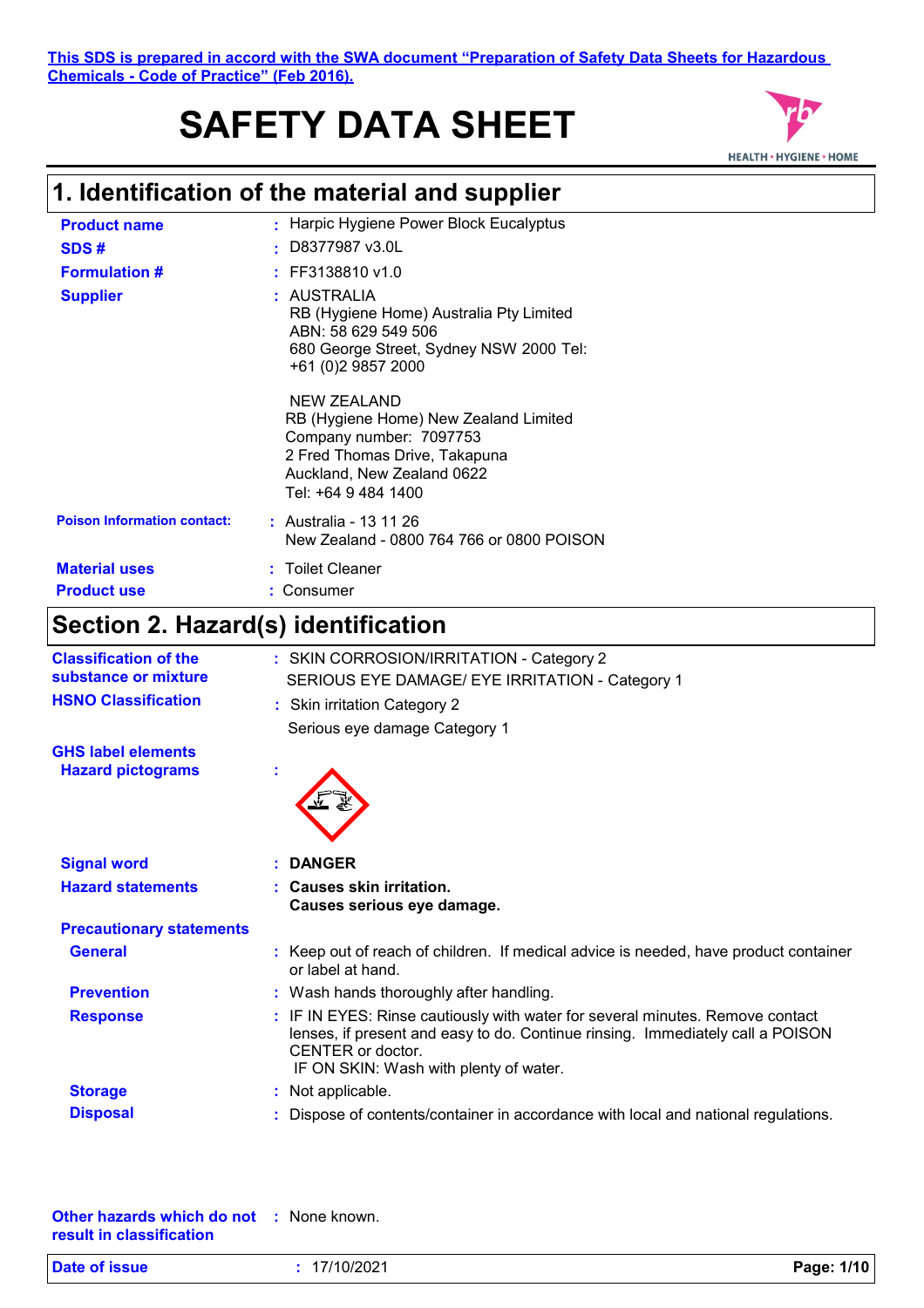This SDS is prepared in accord with the SWA document "Preparation of Safety Data Sheets for Hazardous Chemicals - Code of Practice" (Feb 2016).

# SAFETY DATA SHEET

## 1. Identification of the material and supplier

**Product name** : Harpic Hygiene Power Block Eucalyptus

**SDS #** : D8377987 v3.0L

**Formulation #** : FF3138810 v1.0

**Supplier** : AUSTRALIA
RB (Hygiene Home) Australia Pty Limited
ABN: 58 629 549 506
680 George Street, Sydney NSW 2000 Tel: +61 (0)2 9857 2000

NEW ZEALAND
RB (Hygiene Home) New Zealand Limited
Company number: 7097753
2 Fred Thomas Drive, Takapuna
Auckland, New Zealand 0622
Tel: +64 9 484 1400

**Poison Information contact:** : Australia - 13 11 26
New Zealand - 0800 764 766 or 0800 POISON

**Material uses** : Toilet Cleaner

**Product use** : Consumer

## Section 2. Hazard(s) identification

**Classification of the substance or mixture** : SKIN CORROSION/IRRITATION - Category 2
SERIOUS EYE DAMAGE/ EYE IRRITATION - Category 1

**HSNO Classification** : Skin irritation Category 2
Serious eye damage Category 1

**GHS label elements**

**Hazard pictograms** :

**Signal word** : **DANGER**

**Hazard statements** : **Causes skin irritation.**
**Causes serious eye damage.**

**Precautionary statements**

**General** : Keep out of reach of children. If medical advice is needed, have product container or label at hand.

**Prevention** : Wash hands thoroughly after handling.

**Response** : IF IN EYES: Rinse cautiously with water for several minutes. Remove contact lenses, if present and easy to do. Continue rinsing. Immediately call a POISON CENTER or doctor.
IF ON SKIN: Wash with plenty of water.

**Storage** : Not applicable.

**Disposal** : Dispose of contents/container in accordance with local and national regulations.

**Other hazards which do not result in classification** : None known.

**Date of issue** : 17/10/2021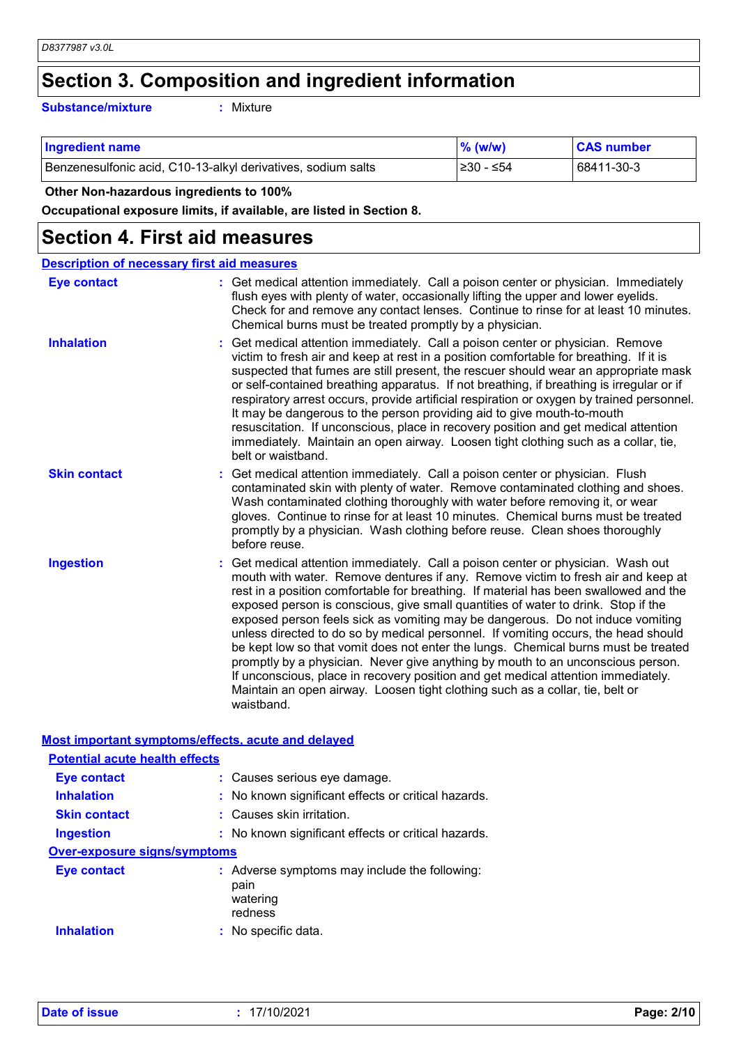## Section 3. Composition and ingredient information

**Substance/mixture** : Mixture

| Ingredient name | % (w/w) | CAS number |
|---|---|---|
| Benzenesulfonic acid, C10-13-alkyl derivatives, sodium salts | ≥30 - ≤54 | 68411-30-3 |

**Other Non-hazardous ingredients to 100%**

**Occupational exposure limits, if available, are listed in Section 8.**

## Section 4. First aid measures

### Description of necessary first aid measures

**Eye contact** : Get medical attention immediately. Call a poison center or physician. Immediately flush eyes with plenty of water, occasionally lifting the upper and lower eyelids. Check for and remove any contact lenses. Continue to rinse for at least 10 minutes. Chemical burns must be treated promptly by a physician.

**Inhalation** : Get medical attention immediately. Call a poison center or physician. Remove victim to fresh air and keep at rest in a position comfortable for breathing. If it is suspected that fumes are still present, the rescuer should wear an appropriate mask or self-contained breathing apparatus. If not breathing, if breathing is irregular or if respiratory arrest occurs, provide artificial respiration or oxygen by trained personnel. It may be dangerous to the person providing aid to give mouth-to-mouth resuscitation. If unconscious, place in recovery position and get medical attention immediately. Maintain an open airway. Loosen tight clothing such as a collar, tie, belt or waistband.

**Skin contact** : Get medical attention immediately. Call a poison center or physician. Flush contaminated skin with plenty of water. Remove contaminated clothing and shoes. Wash contaminated clothing thoroughly with water before removing it, or wear gloves. Continue to rinse for at least 10 minutes. Chemical burns must be treated promptly by a physician. Wash clothing before reuse. Clean shoes thoroughly before reuse.

**Ingestion** : Get medical attention immediately. Call a poison center or physician. Wash out mouth with water. Remove dentures if any. Remove victim to fresh air and keep at rest in a position comfortable for breathing. If material has been swallowed and the exposed person is conscious, give small quantities of water to drink. Stop if the exposed person feels sick as vomiting may be dangerous. Do not induce vomiting unless directed to do so by medical personnel. If vomiting occurs, the head should be kept low so that vomit does not enter the lungs. Chemical burns must be treated promptly by a physician. Never give anything by mouth to an unconscious person. If unconscious, place in recovery position and get medical attention immediately. Maintain an open airway. Loosen tight clothing such as a collar, tie, belt or waistband.

### Most important symptoms/effects, acute and delayed

#### Potential acute health effects

**Eye contact** : Causes serious eye damage.

**Inhalation** : No known significant effects or critical hazards.

**Skin contact** : Causes skin irritation.

**Ingestion** : No known significant effects or critical hazards.

#### Over-exposure signs/symptoms

**Eye contact** : Adverse symptoms may include the following:
pain
watering
redness

**Inhalation** : No specific data.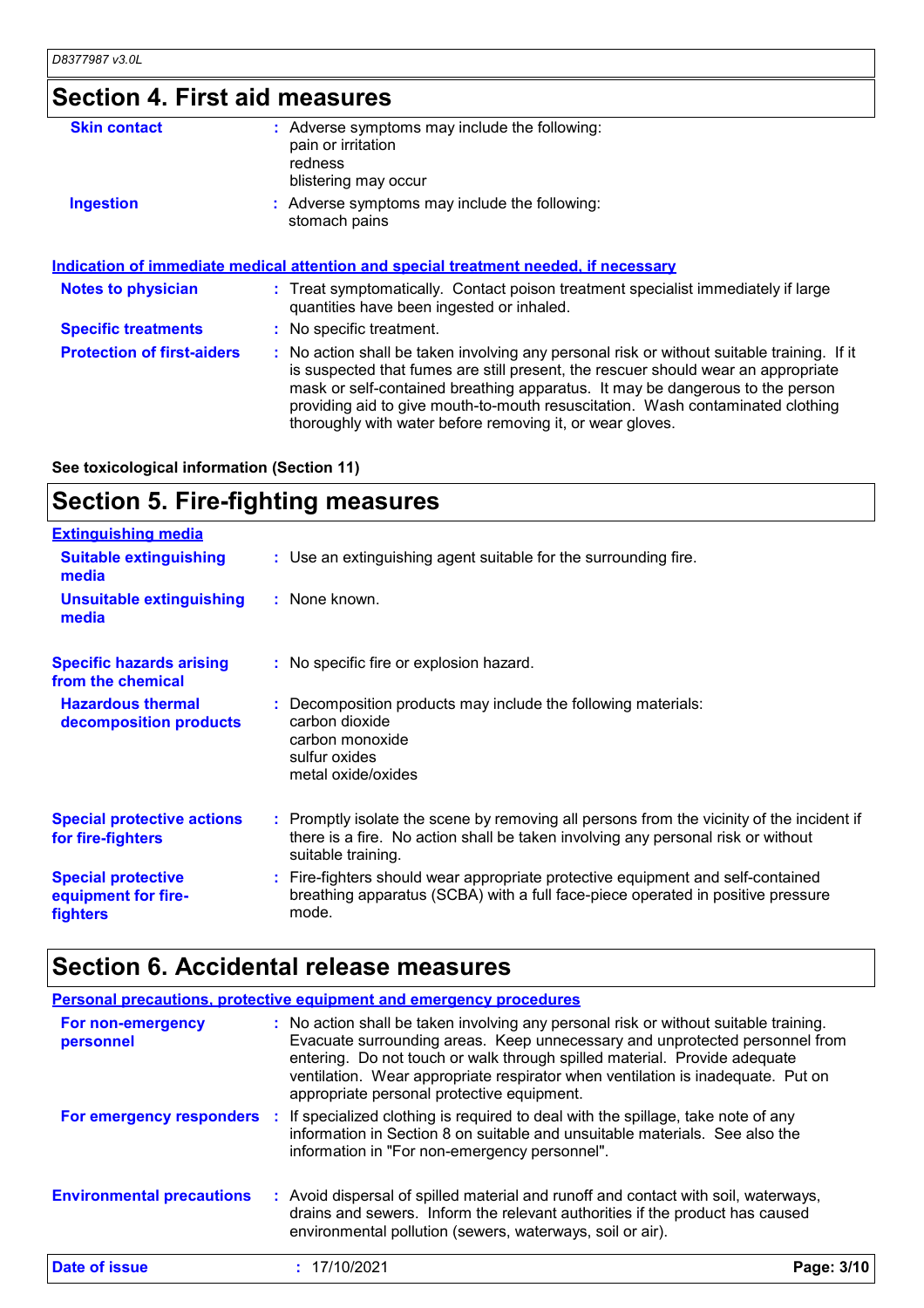## Section 4. First aid measures

**Skin contact** : Adverse symptoms may include the following:
pain or irritation
redness
blistering may occur

**Ingestion** : Adverse symptoms may include the following:
stomach pains

### Indication of immediate medical attention and special treatment needed, if necessary

**Notes to physician** : Treat symptomatically. Contact poison treatment specialist immediately if large quantities have been ingested or inhaled.

**Specific treatments** : No specific treatment.

**Protection of first-aiders** : No action shall be taken involving any personal risk or without suitable training. If it is suspected that fumes are still present, the rescuer should wear an appropriate mask or self-contained breathing apparatus. It may be dangerous to the person providing aid to give mouth-to-mouth resuscitation. Wash contaminated clothing thoroughly with water before removing it, or wear gloves.

**See toxicological information (Section 11)**

## Section 5. Fire-fighting measures

### Extinguishing media

**Suitable extinguishing media** : Use an extinguishing agent suitable for the surrounding fire.

**Unsuitable extinguishing media** : None known.

**Specific hazards arising from the chemical** : No specific fire or explosion hazard.

**Hazardous thermal decomposition products** : Decomposition products may include the following materials:
carbon dioxide
carbon monoxide
sulfur oxides
metal oxide/oxides

**Special protective actions for fire-fighters** : Promptly isolate the scene by removing all persons from the vicinity of the incident if there is a fire. No action shall be taken involving any personal risk or without suitable training.

**Special protective equipment for fire-fighters** : Fire-fighters should wear appropriate protective equipment and self-contained breathing apparatus (SCBA) with a full face-piece operated in positive pressure mode.

## Section 6. Accidental release measures

### Personal precautions, protective equipment and emergency procedures

**For non-emergency personnel** : No action shall be taken involving any personal risk or without suitable training. Evacuate surrounding areas. Keep unnecessary and unprotected personnel from entering. Do not touch or walk through spilled material. Provide adequate ventilation. Wear appropriate respirator when ventilation is inadequate. Put on appropriate personal protective equipment.

**For emergency responders** : If specialized clothing is required to deal with the spillage, take note of any information in Section 8 on suitable and unsuitable materials. See also the information in "For non-emergency personnel".

**Environmental precautions** : Avoid dispersal of spilled material and runoff and contact with soil, waterways, drains and sewers. Inform the relevant authorities if the product has caused environmental pollution (sewers, waterways, soil or air).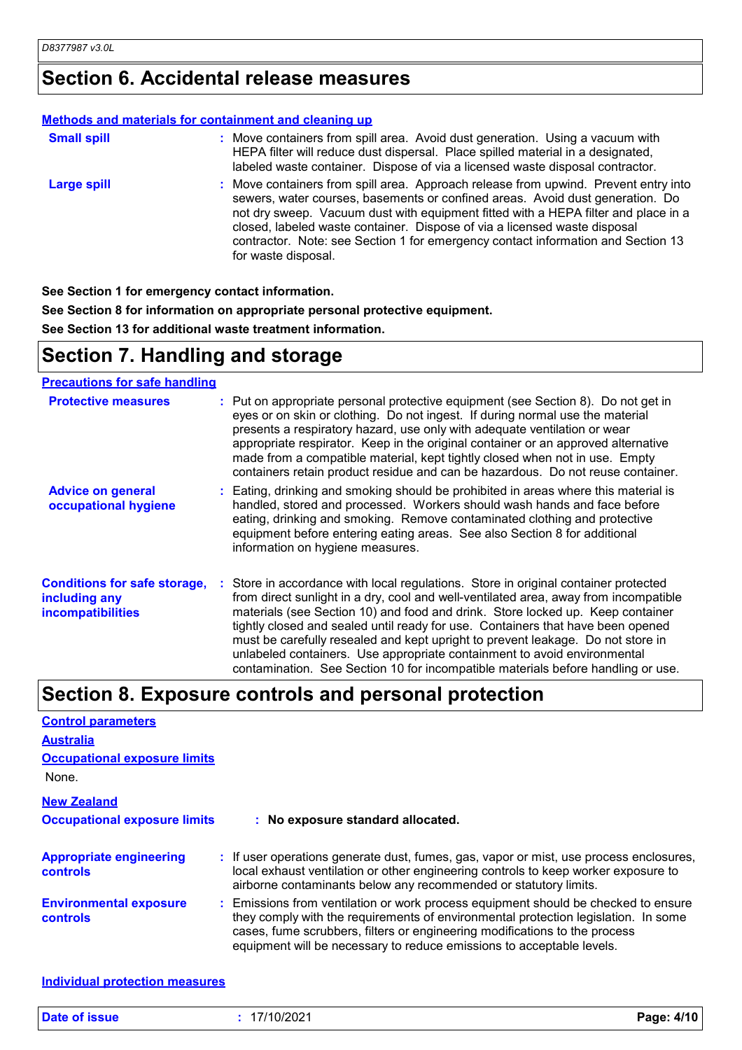## Section 6. Accidental release measures

**Methods and materials for containment and cleaning up**

**Small spill** : Move containers from spill area. Avoid dust generation. Using a vacuum with HEPA filter will reduce dust dispersal. Place spilled material in a designated, labeled waste container. Dispose of via a licensed waste disposal contractor.

**Large spill** : Move containers from spill area. Approach release from upwind. Prevent entry into sewers, water courses, basements or confined areas. Avoid dust generation. Do not dry sweep. Vacuum dust with equipment fitted with a HEPA filter and place in a closed, labeled waste container. Dispose of via a licensed waste disposal contractor. Note: see Section 1 for emergency contact information and Section 13 for waste disposal.

**See Section 1 for emergency contact information.**

**See Section 8 for information on appropriate personal protective equipment.**

**See Section 13 for additional waste treatment information.**

## Section 7. Handling and storage

**Precautions for safe handling**

**Protective measures** : Put on appropriate personal protective equipment (see Section 8). Do not get in eyes or on skin or clothing. Do not ingest. If during normal use the material presents a respiratory hazard, use only with adequate ventilation or wear appropriate respirator. Keep in the original container or an approved alternative made from a compatible material, kept tightly closed when not in use. Empty containers retain product residue and can be hazardous. Do not reuse container.

**Advice on general occupational hygiene** : Eating, drinking and smoking should be prohibited in areas where this material is handled, stored and processed. Workers should wash hands and face before eating, drinking and smoking. Remove contaminated clothing and protective equipment before entering eating areas. See also Section 8 for additional information on hygiene measures.

**Conditions for safe storage, including any incompatibilities** : Store in accordance with local regulations. Store in original container protected from direct sunlight in a dry, cool and well-ventilated area, away from incompatible materials (see Section 10) and food and drink. Store locked up. Keep container tightly closed and sealed until ready for use. Containers that have been opened must be carefully resealed and kept upright to prevent leakage. Do not store in unlabeled containers. Use appropriate containment to avoid environmental contamination. See Section 10 for incompatible materials before handling or use.

## Section 8. Exposure controls and personal protection

**Control parameters**

**Australia**

**Occupational exposure limits**

None.

**New Zealand**

**Occupational exposure limits** : **No exposure standard allocated.**

**Appropriate engineering controls** : If user operations generate dust, fumes, gas, vapor or mist, use process enclosures, local exhaust ventilation or other engineering controls to keep worker exposure to airborne contaminants below any recommended or statutory limits.

**Environmental exposure controls** : Emissions from ventilation or work process equipment should be checked to ensure they comply with the requirements of environmental protection legislation. In some cases, fume scrubbers, filters or engineering modifications to the process equipment will be necessary to reduce emissions to acceptable levels.

**Individual protection measures**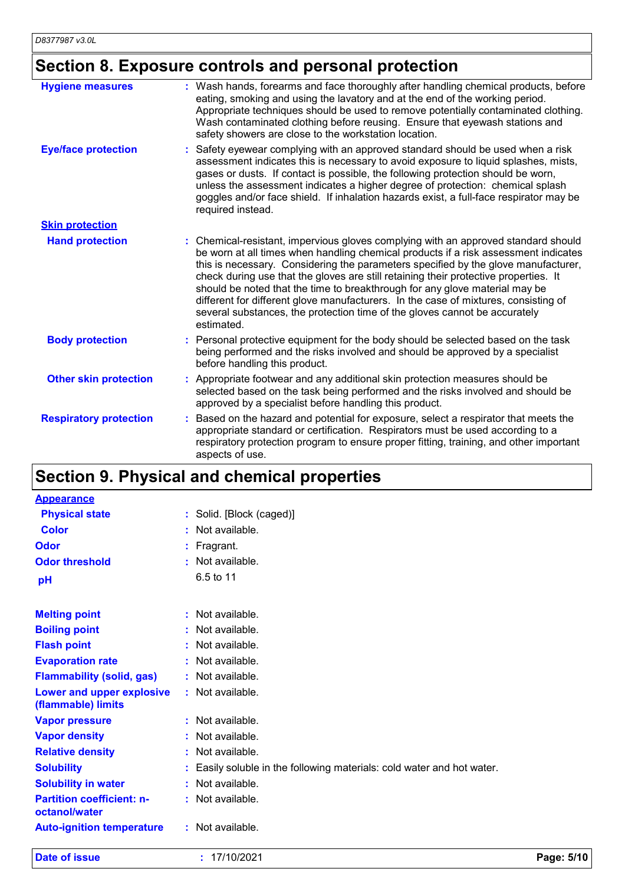## Section 8. Exposure controls and personal protection

| | |
|---|---|
| **Hygiene measures** | Wash hands, forearms and face thoroughly after handling chemical products, before eating, smoking and using the lavatory and at the end of the working period. Appropriate techniques should be used to remove potentially contaminated clothing. Wash contaminated clothing before reusing. Ensure that eyewash stations and safety showers are close to the workstation location. |
| **Eye/face protection** | Safety eyewear complying with an approved standard should be used when a risk assessment indicates this is necessary to avoid exposure to liquid splashes, mists, gases or dusts. If contact is possible, the following protection should be worn, unless the assessment indicates a higher degree of protection: chemical splash goggles and/or face shield. If inhalation hazards exist, a full-face respirator may be required instead. |
| **Skin protection** | |
| **Hand protection** | Chemical-resistant, impervious gloves complying with an approved standard should be worn at all times when handling chemical products if a risk assessment indicates this is necessary. Considering the parameters specified by the glove manufacturer, check during use that the gloves are still retaining their protective properties. It should be noted that the time to breakthrough for any glove material may be different for different glove manufacturers. In the case of mixtures, consisting of several substances, the protection time of the gloves cannot be accurately estimated. |
| **Body protection** | Personal protective equipment for the body should be selected based on the task being performed and the risks involved and should be approved by a specialist before handling this product. |
| **Other skin protection** | Appropriate footwear and any additional skin protection measures should be selected based on the task being performed and the risks involved and should be approved by a specialist before handling this product. |
| **Respiratory protection** | Based on the hazard and potential for exposure, select a respirator that meets the appropriate standard or certification. Respirators must be used according to a respiratory protection program to ensure proper fitting, training, and other important aspects of use. |

## Section 9. Physical and chemical properties

| | |
|---|---|
| **Appearance** | |
| **Physical state** | Solid. [Block (caged)] |
| **Color** | Not available. |
| **Odor** | Fragrant. |
| **Odor threshold** | Not available. |
| **pH** | 6.5 to 11 |
| **Melting point** | Not available. |
| **Boiling point** | Not available. |
| **Flash point** | Not available. |
| **Evaporation rate** | Not available. |
| **Flammability (solid, gas)** | Not available. |
| **Lower and upper explosive (flammable) limits** | Not available. |
| **Vapor pressure** | Not available. |
| **Vapor density** | Not available. |
| **Relative density** | Not available. |
| **Solubility** | Easily soluble in the following materials: cold water and hot water. |
| **Solubility in water** | Not available. |
| **Partition coefficient: n-octanol/water** | Not available. |
| **Auto-ignition temperature** | Not available. |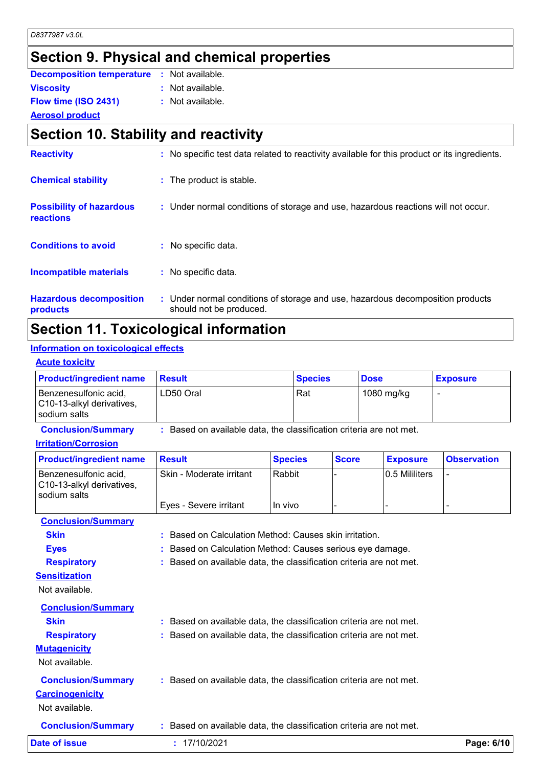# Section 9. Physical and chemical properties

**Decomposition temperature** : Not available.

**Viscosity** : Not available.

**Flow time (ISO 2431)** : Not available.

**Aerosol product**

# Section 10. Stability and reactivity

**Reactivity** : No specific test data related to reactivity available for this product or its ingredients.

**Chemical stability** : The product is stable.

**Possibility of hazardous reactions** : Under normal conditions of storage and use, hazardous reactions will not occur.

**Conditions to avoid** : No specific data.

**Incompatible materials** : No specific data.

**Hazardous decomposition products** : Under normal conditions of storage and use, hazardous decomposition products should not be produced.

# Section 11. Toxicological information

## Information on toxicological effects

### Acute toxicity

| Product/ingredient name | Result | Species | Dose | Exposure |
|---|---|---|---|---|
| Benzenesulfonic acid, C10-13-alkyl derivatives, sodium salts | LD50 Oral | Rat | 1080 mg/kg | - |

**Conclusion/Summary** : Based on available data, the classification criteria are not met.

### Irritation/Corrosion

| Product/ingredient name | Result | Species | Score | Exposure | Observation |
|---|---|---|---|---|---|
| Benzenesulfonic acid, C10-13-alkyl derivatives, sodium salts | Skin - Moderate irritant | Rabbit | - | 0.5 Mililiters | - |
| | Eyes - Severe irritant | In vivo | - | - | - |

**Conclusion/Summary**

**Skin** : Based on Calculation Method: Causes skin irritation.

**Eyes** : Based on Calculation Method: Causes serious eye damage.

**Respiratory** : Based on available data, the classification criteria are not met.

### Sensitization

Not available.

**Conclusion/Summary**

**Skin** : Based on available data, the classification criteria are not met.

**Respiratory** : Based on available data, the classification criteria are not met.

### Mutagenicity

Not available.

**Conclusion/Summary** : Based on available data, the classification criteria are not met.

### Carcinogenicity

Not available.

**Conclusion/Summary** : Based on available data, the classification criteria are not met.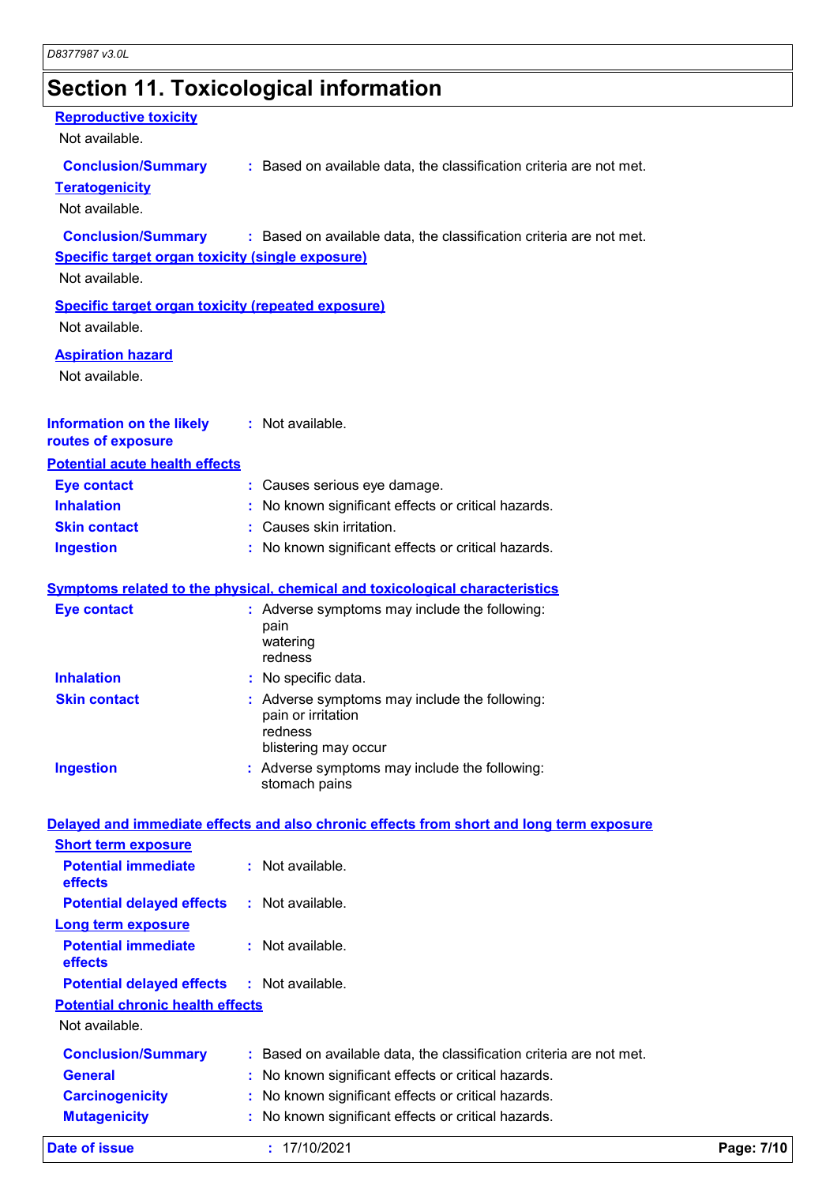## Section 11. Toxicological information

**Reproductive toxicity**

Not available.

**Conclusion/Summary** : Based on available data, the classification criteria are not met.

**Teratogenicity**

Not available.

**Conclusion/Summary** : Based on available data, the classification criteria are not met.

**Specific target organ toxicity (single exposure)**

Not available.

**Specific target organ toxicity (repeated exposure)**

Not available.

**Aspiration hazard**

Not available.

**Information on the likely routes of exposure** : Not available.

**Potential acute health effects**

**Eye contact** : Causes serious eye damage.

**Inhalation** : No known significant effects or critical hazards.

**Skin contact** : Causes skin irritation.

**Ingestion** : No known significant effects or critical hazards.

**Symptoms related to the physical, chemical and toxicological characteristics**

**Eye contact** : Adverse symptoms may include the following:
pain
watering
redness

**Inhalation** : No specific data.

**Skin contact** : Adverse symptoms may include the following:
pain or irritation
redness
blistering may occur

**Ingestion** : Adverse symptoms may include the following:
stomach pains

**Delayed and immediate effects and also chronic effects from short and long term exposure**

**Short term exposure**

**Potential immediate effects** : Not available.

**Potential delayed effects** : Not available.

**Long term exposure**

**Potential immediate effects** : Not available.

**Potential delayed effects** : Not available.

**Potential chronic health effects**

Not available.

**Conclusion/Summary** : Based on available data, the classification criteria are not met.

**General** : No known significant effects or critical hazards.

**Carcinogenicity** : No known significant effects or critical hazards.

**Mutagenicity** : No known significant effects or critical hazards.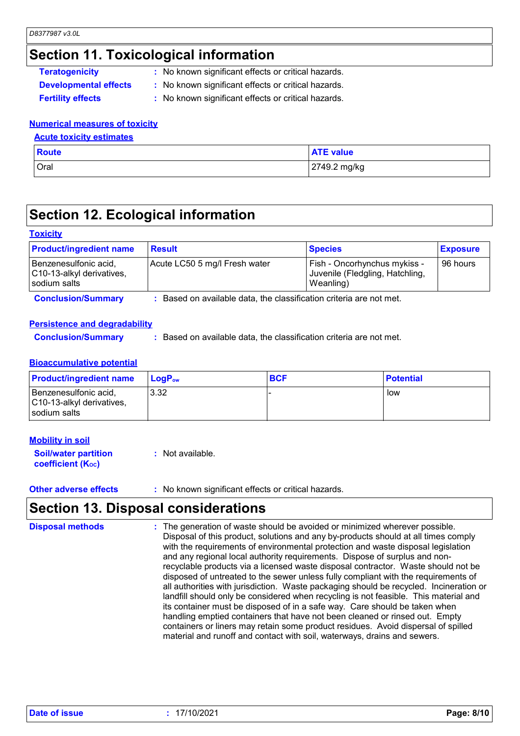## Section 11. Toxicological information

**Teratogenicity** : No known significant effects or critical hazards.

**Developmental effects** : No known significant effects or critical hazards.

**Fertility effects** : No known significant effects or critical hazards.

### Numerical measures of toxicity

#### Acute toxicity estimates

| Route | ATE value |
|---|---|
| Oral | 2749.2 mg/kg |

## Section 12. Ecological information

### Toxicity

| Product/ingredient name | Result | Species | Exposure |
|---|---|---|---|
| Benzenesulfonic acid, C10-13-alkyl derivatives, sodium salts | Acute LC50 5 mg/l Fresh water | Fish - Oncorhynchus mykiss - Juvenile (Fledgling, Hatchling, Weanling) | 96 hours |

**Conclusion/Summary** : Based on available data, the classification criteria are not met.

### Persistence and degradability

**Conclusion/Summary** : Based on available data, the classification criteria are not met.

### Bioaccumulative potential

| Product/ingredient name | $LogP_{ow}$ | BCF | Potential |
|---|---|---|---|
| Benzenesulfonic acid, C10-13-alkyl derivatives, sodium salts | 3.32 | - | low |

### Mobility in soil

**Soil/water partition coefficient ($K_{OC}$)** : Not available.

**Other adverse effects** : No known significant effects or critical hazards.

## Section 13. Disposal considerations

**Disposal methods** : The generation of waste should be avoided or minimized wherever possible. Disposal of this product, solutions and any by-products should at all times comply with the requirements of environmental protection and waste disposal legislation and any regional local authority requirements. Dispose of surplus and non-recyclable products via a licensed waste disposal contractor. Waste should not be disposed of untreated to the sewer unless fully compliant with the requirements of all authorities with jurisdiction. Waste packaging should be recycled. Incineration or landfill should only be considered when recycling is not feasible. This material and its container must be disposed of in a safe way. Care should be taken when handling emptied containers that have not been cleaned or rinsed out. Empty containers or liners may retain some product residues. Avoid dispersal of spilled material and runoff and contact with soil, waterways, drains and sewers.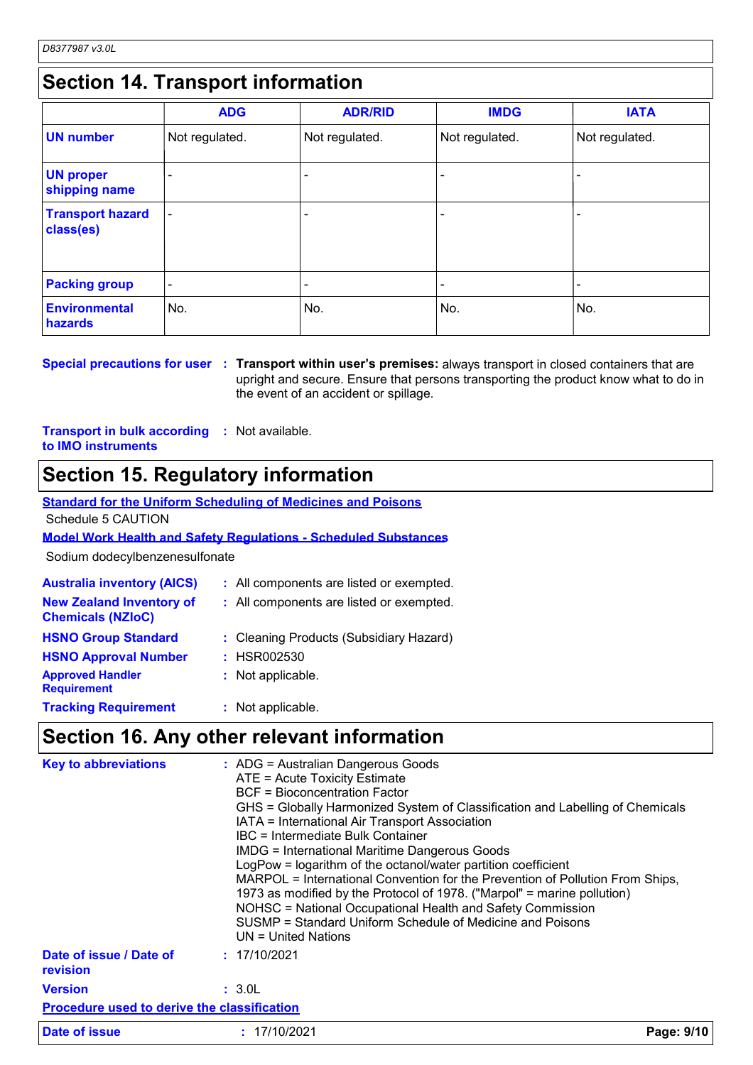## Section 14. Transport information

| | ADG | ADR/RID | IMDG | IATA |
|---|---|---|---|---|
| **UN number** | Not regulated. | Not regulated. | Not regulated. | Not regulated. |
| **UN proper shipping name** | - | - | - | - |
| **Transport hazard class(es)** | - | - | - | - |
| **Packing group** | - | - | - | - |
| **Environmental hazards** | No. | No. | No. | No. |

**Special precautions for user** : **Transport within user's premises:** always transport in closed containers that are upright and secure. Ensure that persons transporting the product know what to do in the event of an accident or spillage.

**Transport in bulk according to IMO instruments** : Not available.

## Section 15. Regulatory information

**Standard for the Uniform Scheduling of Medicines and Poisons**

Schedule 5 CAUTION

**Model Work Health and Safety Regulations - Scheduled Substances**

Sodium dodecylbenzenesulfonate

**Australia inventory (AICS)** : All components are listed or exempted.

**New Zealand Inventory of Chemicals (NZIoC)** : All components are listed or exempted.

**HSNO Group Standard** : Cleaning Products (Subsidiary Hazard)

**HSNO Approval Number** : HSR002530

**Approved Handler Requirement** : Not applicable.

**Tracking Requirement** : Not applicable.

## Section 16. Any other relevant information

**Key to abbreviations** :
ADG = Australian Dangerous Goods
ATE = Acute Toxicity Estimate
BCF = Bioconcentration Factor
GHS = Globally Harmonized System of Classification and Labelling of Chemicals
IATA = International Air Transport Association
IBC = Intermediate Bulk Container
IMDG = International Maritime Dangerous Goods
LogPow = logarithm of the octanol/water partition coefficient
MARPOL = International Convention for the Prevention of Pollution From Ships, 1973 as modified by the Protocol of 1978. ("Marpol" = marine pollution)
NOHSC = National Occupational Health and Safety Commission
SUSMP = Standard Uniform Schedule of Medicine and Poisons
UN = United Nations

**Date of issue / Date of revision** : 17/10/2021

**Version** : 3.0L

**Procedure used to derive the classification**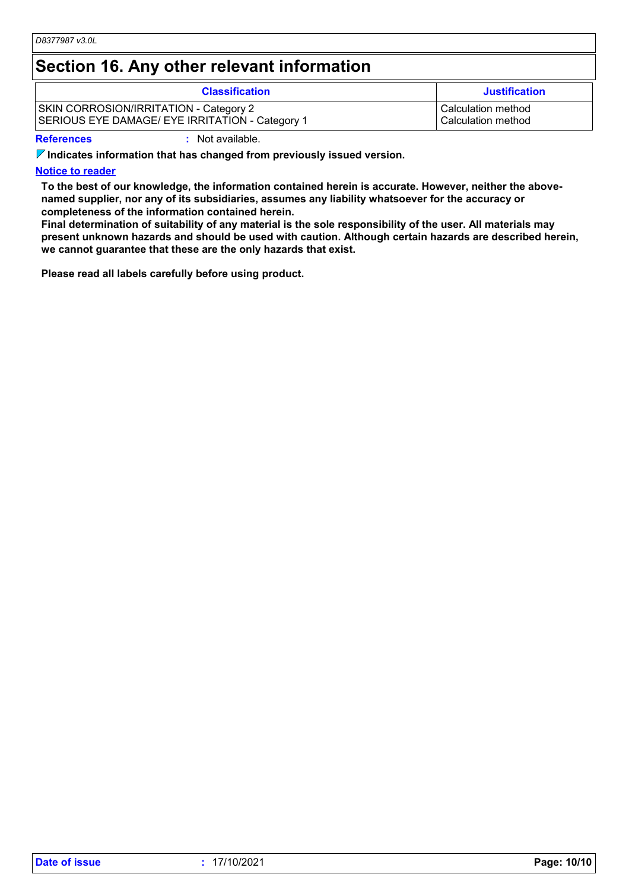# Section 16. Any other relevant information

| Classification | Justification |
|---|---|
| SKIN CORROSION/IRRITATION - Category 2 | Calculation method |
| SERIOUS EYE DAMAGE/ EYE IRRITATION - Category 1 | Calculation method |

**References** : Not available.

**Indicates information that has changed from previously issued version.**

**Notice to reader**

**To the best of our knowledge, the information contained herein is accurate. However, neither the above-named supplier, nor any of its subsidiaries, assumes any liability whatsoever for the accuracy or completeness of the information contained herein.**
**Final determination of suitability of any material is the sole responsibility of the user. All materials may present unknown hazards and should be used with caution. Although certain hazards are described herein, we cannot guarantee that these are the only hazards that exist.**

**Please read all labels carefully before using product.**